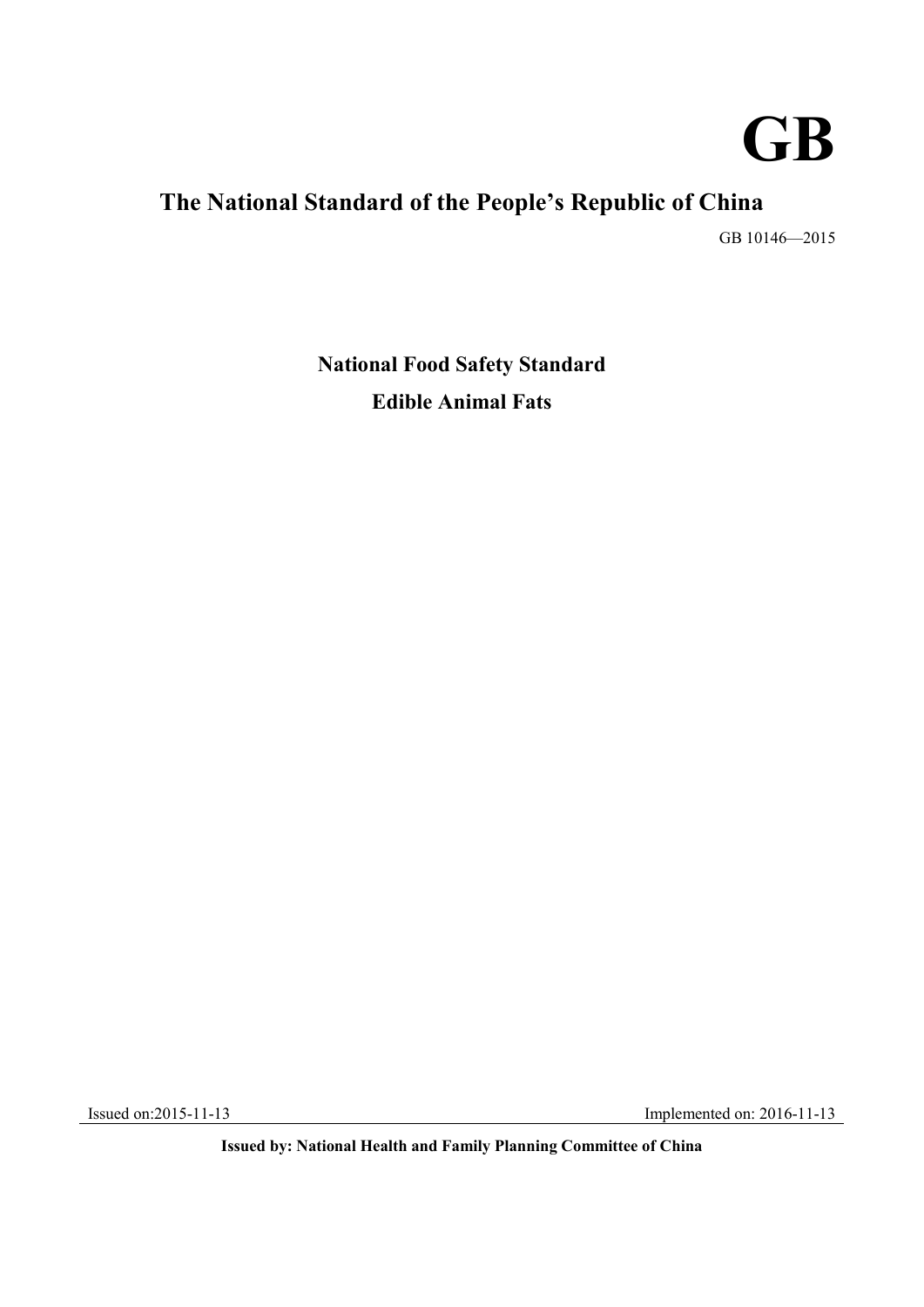# GB

## The National Standard of the People's Republic of China

GB 10146—2015

**National Food Safety Standard**

**Edible Animal Fats**

Issued on:2015-11-13 Implemented on: 2016-11-13

**Issued by: National Health and Family Planning Committee of China**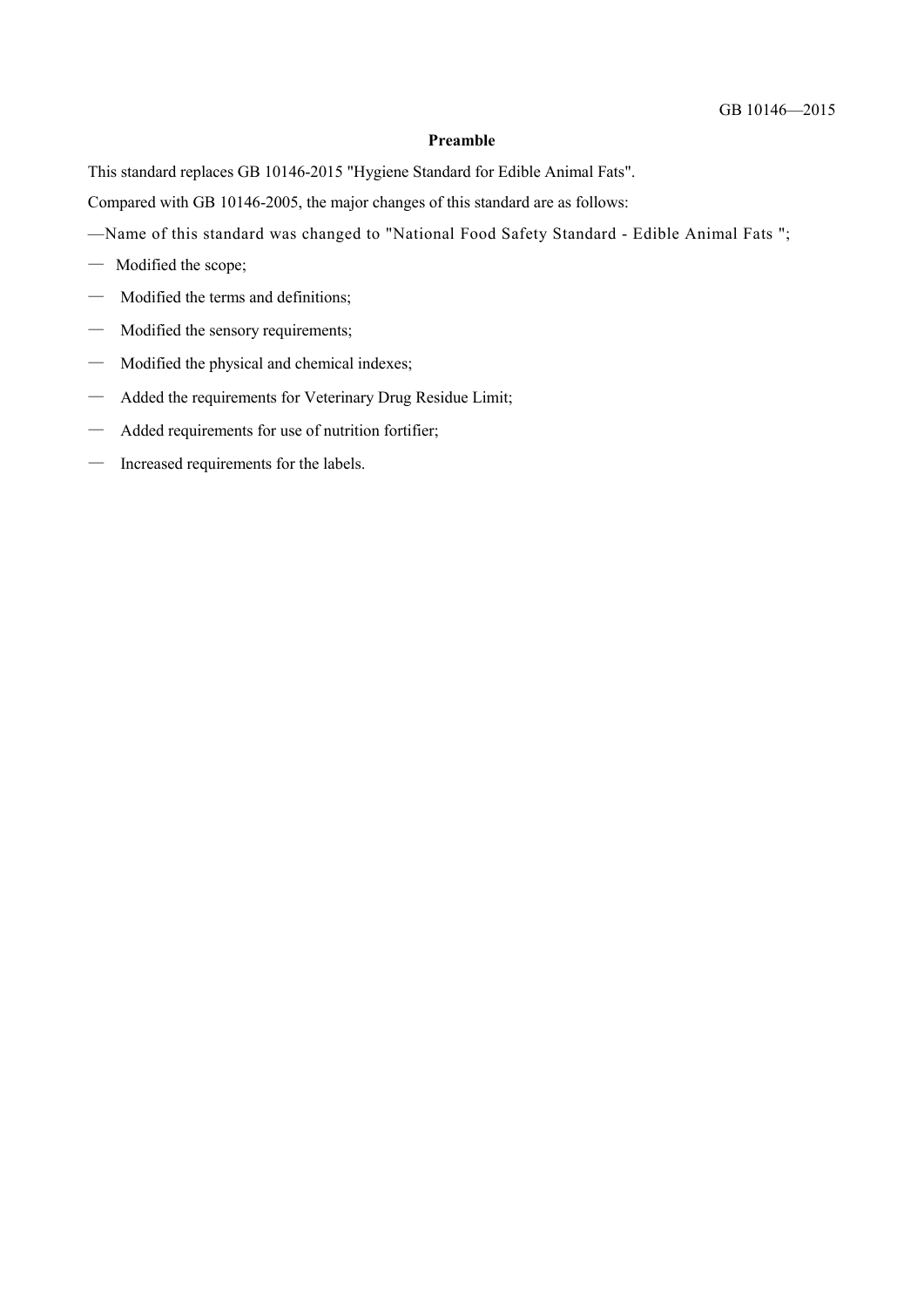## Preamble

This standard replaces GB 10146-2015 "Hygiene Standard for Edible Animal Fats".

Compared with GB 10146-2005, the major changes of this standard are as follows:

—Name of this standard was changed to "National Food Safety Standard - Edible Animal Fats ";

— Modified the scope;

— Modified the terms and definitions;

— Modified the sensory requirements;

— Modified the physical and chemical indexes;

— Added the requirements for Veterinary Drug Residue Limit;

— Added requirements for use of nutrition fortifier;

— Increased requirements for the labels.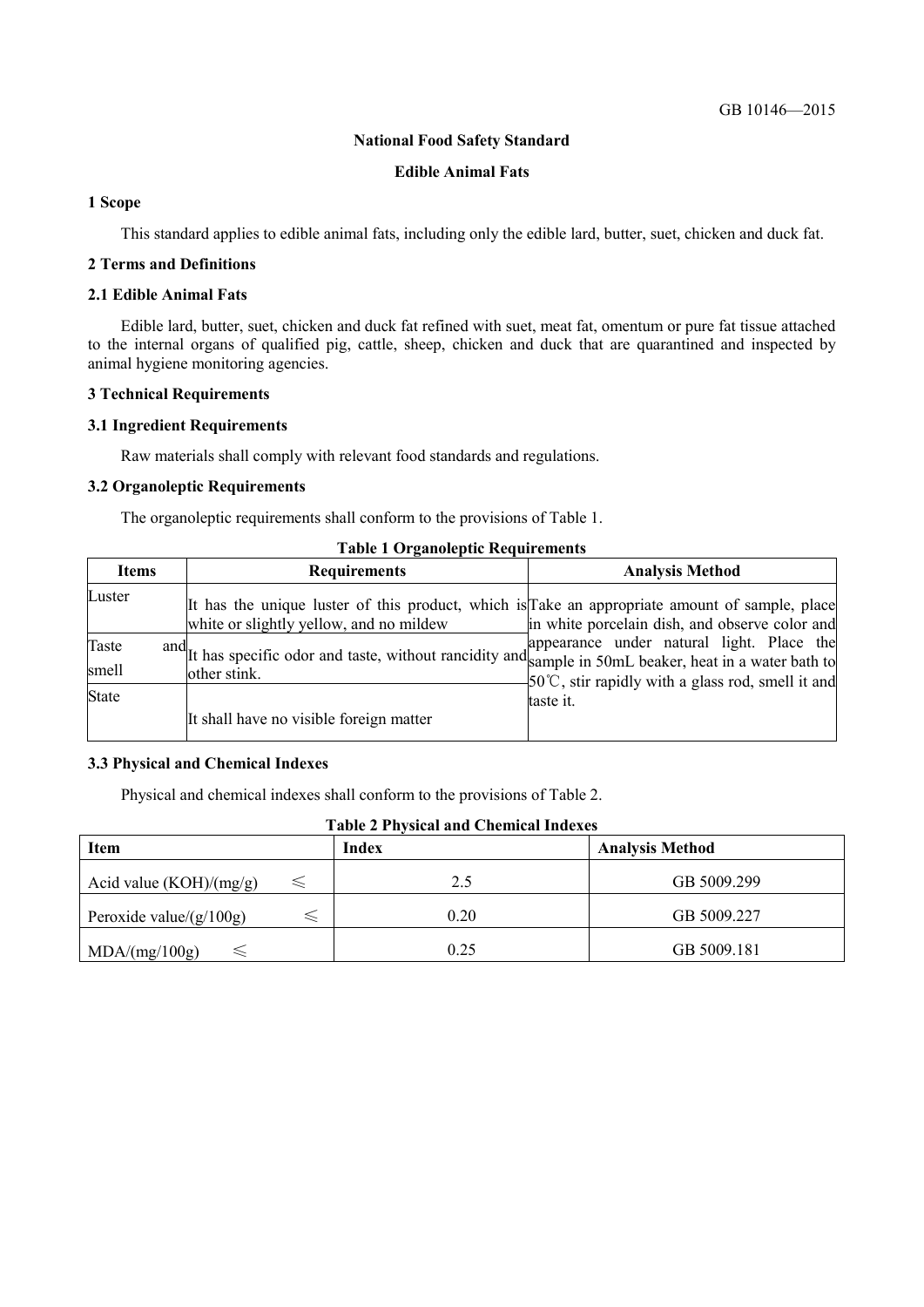# National Food Safety Standard

# Edible Animal Fats

## 1 Scope

This standard applies to edible animal fats, including only the edible lard, butter, suet, chicken and duck fat.

## 2 Terms and Definitions

### 2.1 Edible Animal Fats

Edible lard, butter, suet, chicken and duck fat refined with suet, meat fat, omentum or pure fat tissue attached to the internal organs of qualified pig, cattle, sheep, chicken and duck that are quarantined and inspected by animal hygiene monitoring agencies.

## 3 Technical Requirements

### 3.1 Ingredient Requirements

Raw materials shall comply with relevant food standards and regulations.

### 3.2 Organoleptic Requirements

The organoleptic requirements shall conform to the provisions of Table 1.

**Table 1 Organoleptic Requirements**

| Items | Requirements | Analysis Method |
| --- | --- | --- |
| Luster | It has the unique luster of this product, which is white or slightly yellow, and no mildew | Take an appropriate amount of sample, place in white porcelain dish, and observe color and appearance under natural light. Place the sample in 50mL beaker, heat in a water bath to 50℃, stir rapidly with a glass rod, smell it and taste it. |
| Taste and smell | It has specific odor and taste, without rancidity and other stink. | |
| State | It shall have no visible foreign matter | |

### 3.3 Physical and Chemical Indexes

Physical and chemical indexes shall conform to the provisions of Table 2.

**Table 2 Physical and Chemical Indexes**

| Item | Index | Analysis Method |
| --- | --- | --- |
| Acid value (KOH)/(mg/g) ≤ | 2.5 | GB 5009.299 |
| Peroxide value/(g/100g) ≤ | 0.20 | GB 5009.227 |
| MDA/(mg/100g) ≤ | 0.25 | GB 5009.181 |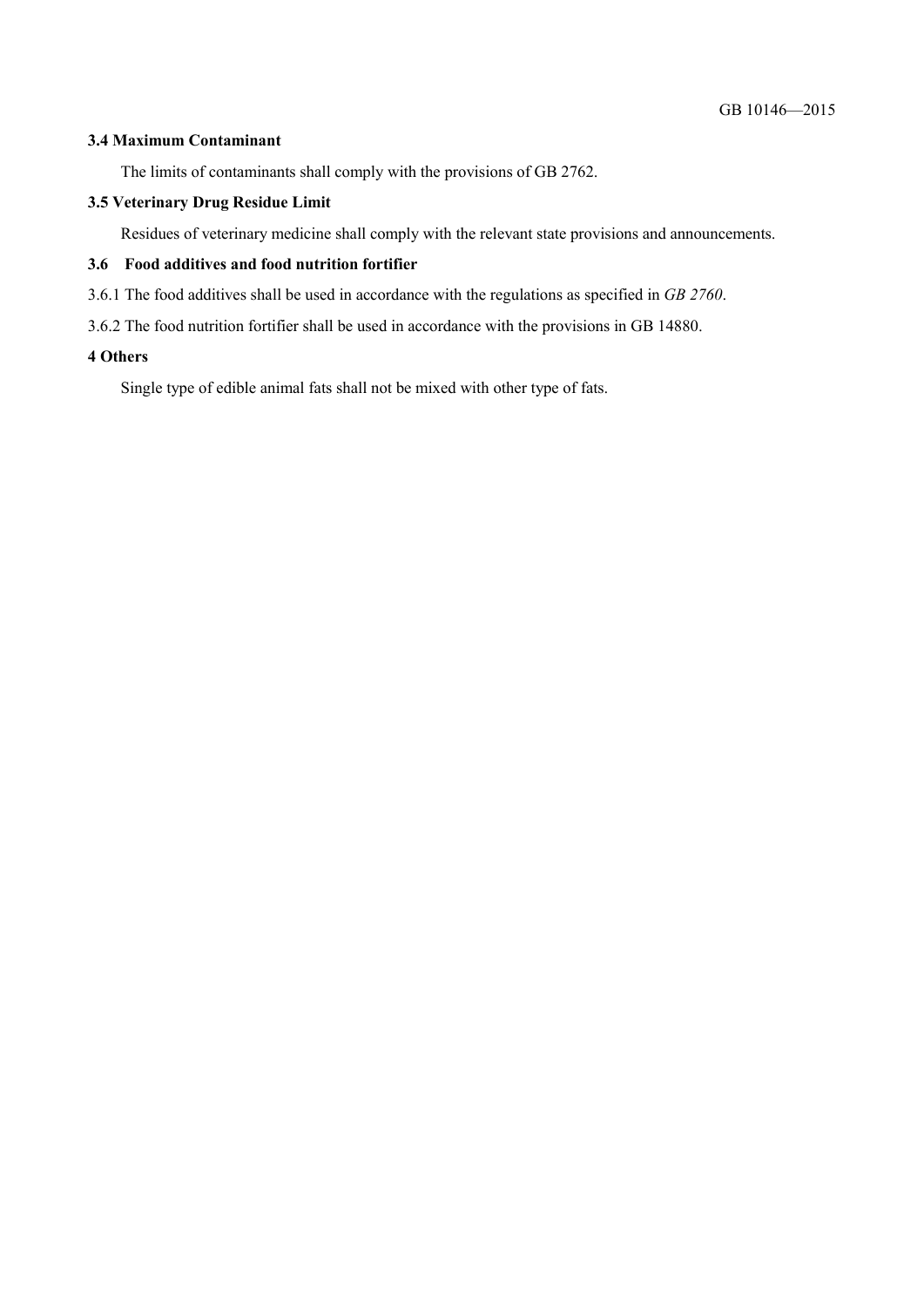### 3.4 Maximum Contaminant

The limits of contaminants shall comply with the provisions of GB 2762.

### 3.5 Veterinary Drug Residue Limit

Residues of veterinary medicine shall comply with the relevant state provisions and announcements.

### 3.6 Food additives and food nutrition fortifier

3.6.1 The food additives shall be used in accordance with the regulations as specified in *GB 2760*.

3.6.2 The food nutrition fortifier shall be used in accordance with the provisions in GB 14880.

## 4 Others

Single type of edible animal fats shall not be mixed with other type of fats.